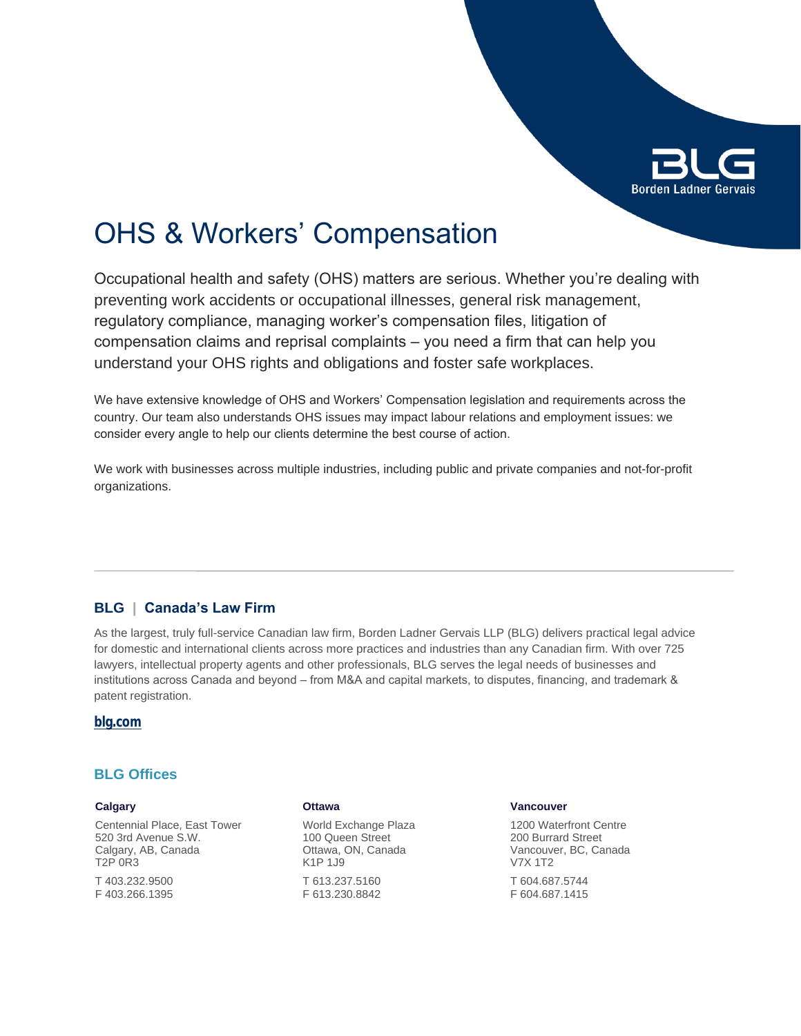# OHS & Workers' Compensation

Occupational health and safety (OHS) matters are serious. Whether you're dealing with preventing work accidents or occupational illnesses, general risk management, regulatory compliance, managing worker's compensation files, litigation of compensation claims and reprisal complaints – you need a firm that can help you understand your OHS rights and obligations and foster safe workplaces.

We have extensive knowledge of OHS and Workers' Compensation legislation and requirements across the country. Our team also understands OHS issues may impact labour relations and employment issues: we consider every angle to help our clients determine the best course of action.

We work with businesses across multiple industries, including public and private companies and not-for-profit organizations.

---

## BLG | Canada's Law Firm

As the largest, truly full-service Canadian law firm, Borden Ladner Gervais LLP (BLG) delivers practical legal advice for domestic and international clients across more practices and industries than any Canadian firm. With over 725 lawyers, intellectual property agents and other professionals, BLG serves the legal needs of businesses and institutions across Canada and beyond – from M&A and capital markets, to disputes, financing, and trademark & patent registration.

**blg.com**

## BLG Offices

**Calgary**

Centennial Place, East Tower
520 3rd Avenue S.W.
Calgary, AB, Canada
T2P 0R3

T 403.232.9500
F 403.266.1395

**Ottawa**

World Exchange Plaza
100 Queen Street
Ottawa, ON, Canada
K1P 1J9

T 613.237.5160
F 613.230.8842

**Vancouver**

1200 Waterfront Centre
200 Burrard Street
Vancouver, BC, Canada
V7X 1T2

T 604.687.5744
F 604.687.1415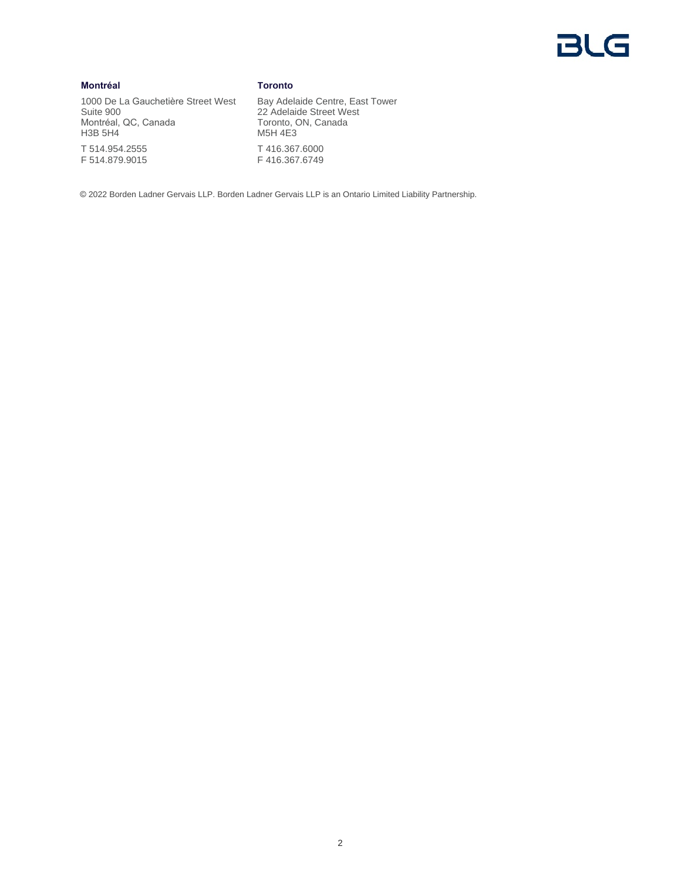**Montréal**

1000 De La Gauchetière Street West
Suite 900
Montréal, QC, Canada
H3B 5H4

T 514.954.2555
F 514.879.9015

**Toronto**

Bay Adelaide Centre, East Tower
22 Adelaide Street West
Toronto, ON, Canada
M5H 4E3

T 416.367.6000
F 416.367.6749

© 2022 Borden Ladner Gervais LLP. Borden Ladner Gervais LLP is an Ontario Limited Liability Partnership.